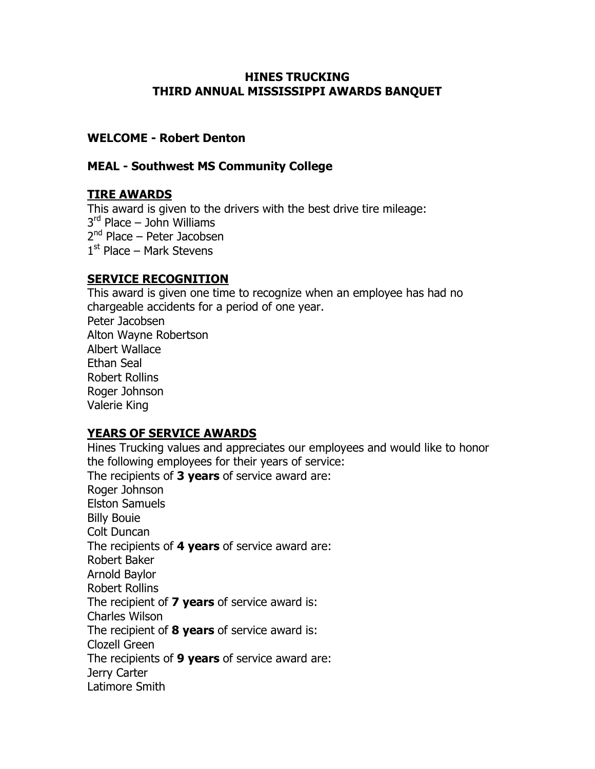# HINES TRUCKING
# THIRD ANNUAL MISSISSIPPI AWARDS BANQUET

## WELCOME - Robert Denton

## MEAL - Southwest MS Community College

## TIRE AWARDS

This award is given to the drivers with the best drive tire mileage:

3rd Place – John Williams
2nd Place – Peter Jacobsen
1st Place – Mark Stevens

## SERVICE RECOGNITION

This award is given one time to recognize when an employee has had no chargeable accidents for a period of one year.

Peter Jacobsen
Alton Wayne Robertson
Albert Wallace
Ethan Seal
Robert Rollins
Roger Johnson
Valerie King

## YEARS OF SERVICE AWARDS

Hines Trucking values and appreciates our employees and would like to honor the following employees for their years of service:

The recipients of **3 years** of service award are:
Roger Johnson
Elston Samuels
Billy Bouie
Colt Duncan

The recipients of **4 years** of service award are:
Robert Baker
Arnold Baylor
Robert Rollins

The recipient of **7 years** of service award is:
Charles Wilson

The recipient of **8 years** of service award is:
Clozell Green

The recipients of **9 years** of service award are:
Jerry Carter
Latimore Smith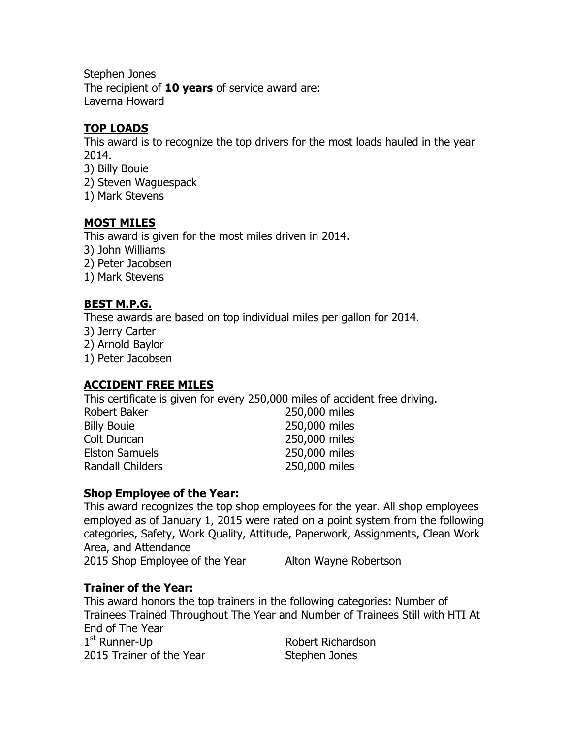Stephen Jones
The recipient of **10 years** of service award are:
Laverna Howard

## **TOP LOADS**

This award is to recognize the top drivers for the most loads hauled in the year 2014.

3) Billy Bouie
2) Steven Waguespack
1) Mark Stevens

## **MOST MILES**

This award is given for the most miles driven in 2014.

3) John Williams
2) Peter Jacobsen
1) Mark Stevens

## **BEST M.P.G.**

These awards are based on top individual miles per gallon for 2014.

3) Jerry Carter
2) Arnold Baylor
1) Peter Jacobsen

## **ACCIDENT FREE MILES**

This certificate is given for every 250,000 miles of accident free driving.

| | |
|---|---|
| Robert Baker | 250,000 miles |
| Billy Bouie | 250,000 miles |
| Colt Duncan | 250,000 miles |
| Elston Samuels | 250,000 miles |
| Randall Childers | 250,000 miles |

### **Shop Employee of the Year:**

This award recognizes the top shop employees for the year. All shop employees employed as of January 1, 2015 were rated on a point system from the following categories, Safety, Work Quality, Attitude, Paperwork, Assignments, Clean Work Area, and Attendance

| | |
|---|---|
| 2015 Shop Employee of the Year | Alton Wayne Robertson |

### **Trainer of the Year:**

This award honors the top trainers in the following categories: Number of Trainees Trained Throughout The Year and Number of Trainees Still with HTI At End of The Year

| | |
|---|---|
| 1st Runner-Up | Robert Richardson |
| 2015 Trainer of the Year | Stephen Jones |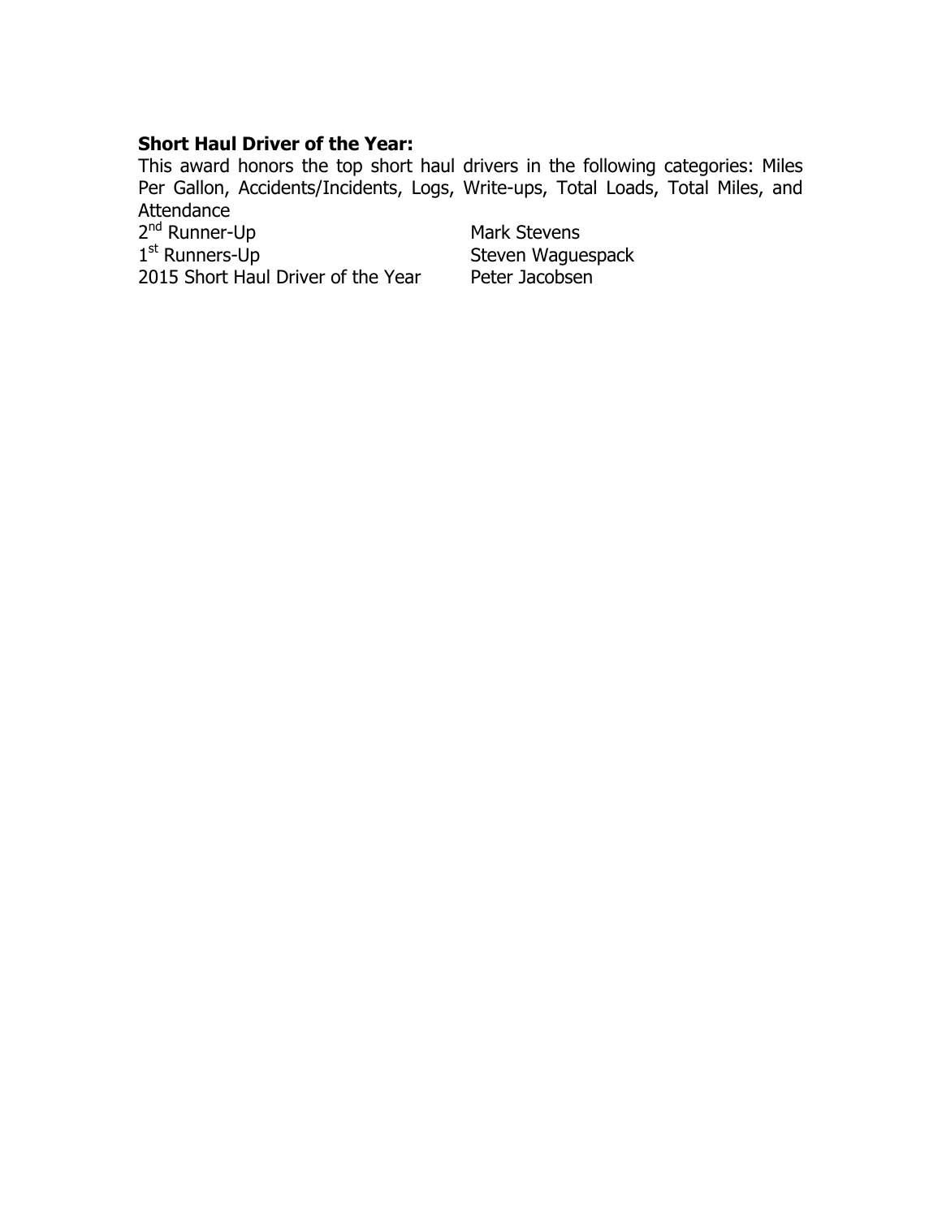**Short Haul Driver of the Year:**

This award honors the top short haul drivers in the following categories: Miles Per Gallon, Accidents/Incidents, Logs, Write-ups, Total Loads, Total Miles, and Attendance

| | |
|---|---|
| 2nd Runner-Up | Mark Stevens |
| 1st Runners-Up | Steven Waguespack |
| 2015 Short Haul Driver of the Year | Peter Jacobsen |